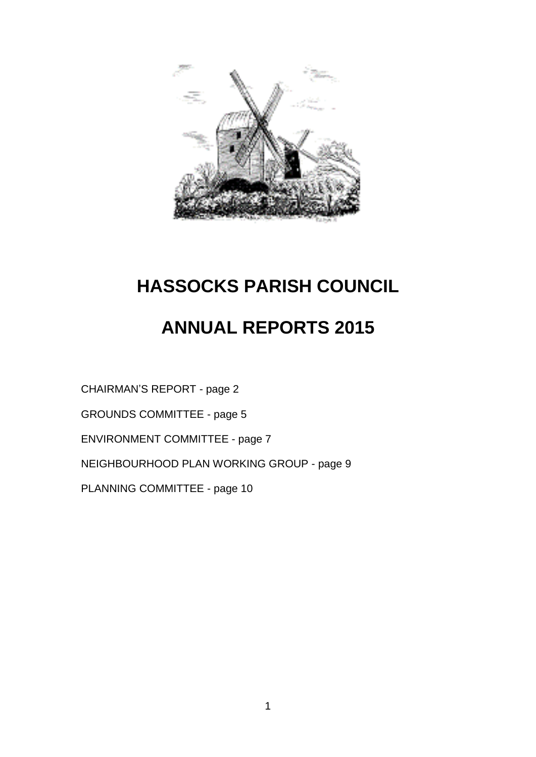# HASSOCKS PARISH COUNCIL

# ANNUAL REPORTS 2015

CHAIRMAN'S REPORT - page 2

GROUNDS COMMITTEE - page 5

ENVIRONMENT COMMITTEE - page 7

NEIGHBOURHOOD PLAN WORKING GROUP - page 9

PLANNING COMMITTEE - page 10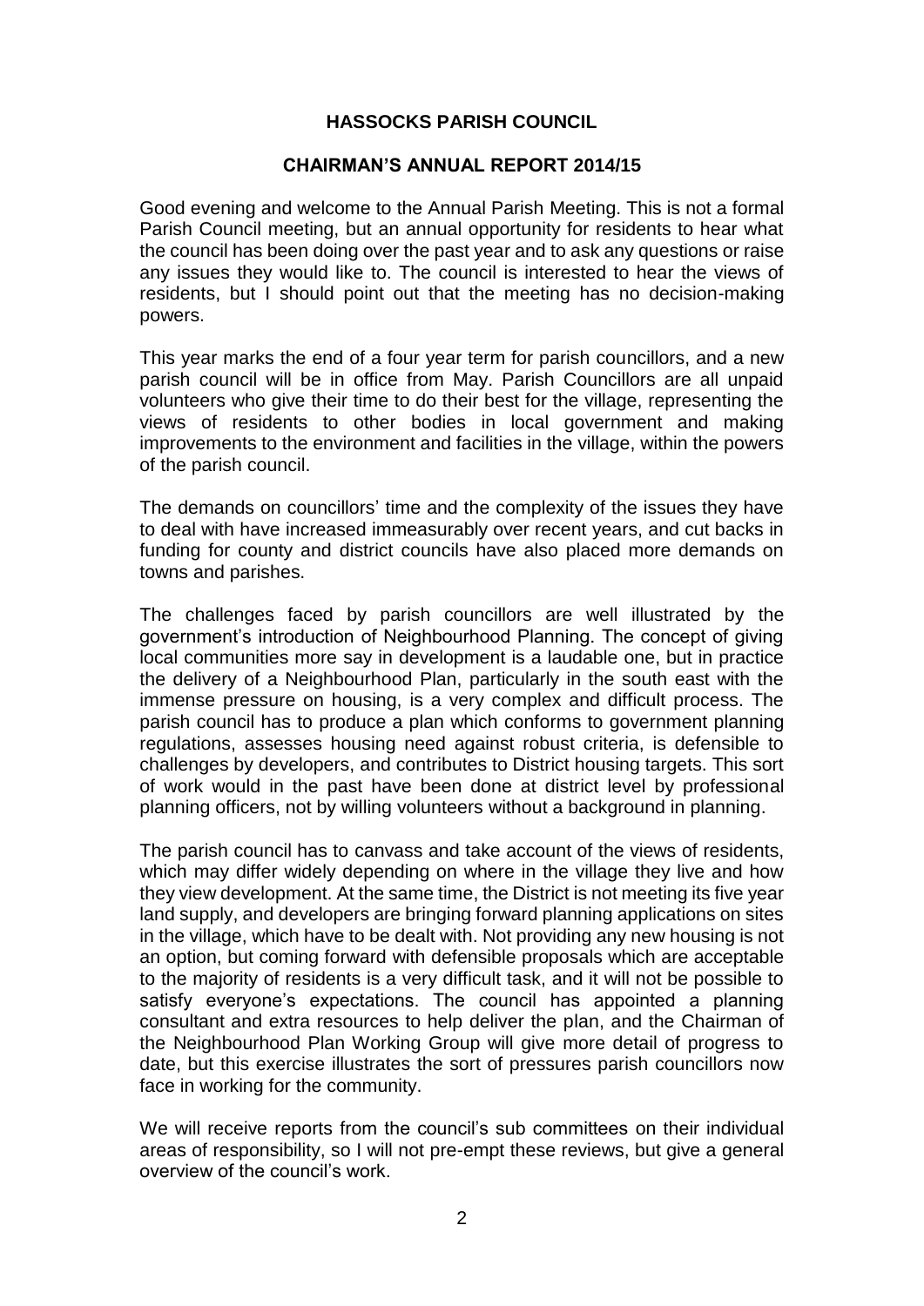**HASSOCKS PARISH COUNCIL**

**CHAIRMAN'S ANNUAL REPORT 2014/15**

Good evening and welcome to the Annual Parish Meeting. This is not a formal Parish Council meeting, but an annual opportunity for residents to hear what the council has been doing over the past year and to ask any questions or raise any issues they would like to. The council is interested to hear the views of residents, but I should point out that the meeting has no decision-making powers.

This year marks the end of a four year term for parish councillors, and a new parish council will be in office from May. Parish Councillors are all unpaid volunteers who give their time to do their best for the village, representing the views of residents to other bodies in local government and making improvements to the environment and facilities in the village, within the powers of the parish council.

The demands on councillors' time and the complexity of the issues they have to deal with have increased immeasurably over recent years, and cut backs in funding for county and district councils have also placed more demands on towns and parishes.

The challenges faced by parish councillors are well illustrated by the government's introduction of Neighbourhood Planning. The concept of giving local communities more say in development is a laudable one, but in practice the delivery of a Neighbourhood Plan, particularly in the south east with the immense pressure on housing, is a very complex and difficult process. The parish council has to produce a plan which conforms to government planning regulations, assesses housing need against robust criteria, is defensible to challenges by developers, and contributes to District housing targets. This sort of work would in the past have been done at district level by professional planning officers, not by willing volunteers without a background in planning.

The parish council has to canvass and take account of the views of residents, which may differ widely depending on where in the village they live and how they view development. At the same time, the District is not meeting its five year land supply, and developers are bringing forward planning applications on sites in the village, which have to be dealt with. Not providing any new housing is not an option, but coming forward with defensible proposals which are acceptable to the majority of residents is a very difficult task, and it will not be possible to satisfy everyone's expectations. The council has appointed a planning consultant and extra resources to help deliver the plan, and the Chairman of the Neighbourhood Plan Working Group will give more detail of progress to date, but this exercise illustrates the sort of pressures parish councillors now face in working for the community.

We will receive reports from the council's sub committees on their individual areas of responsibility, so I will not pre-empt these reviews, but give a general overview of the council's work.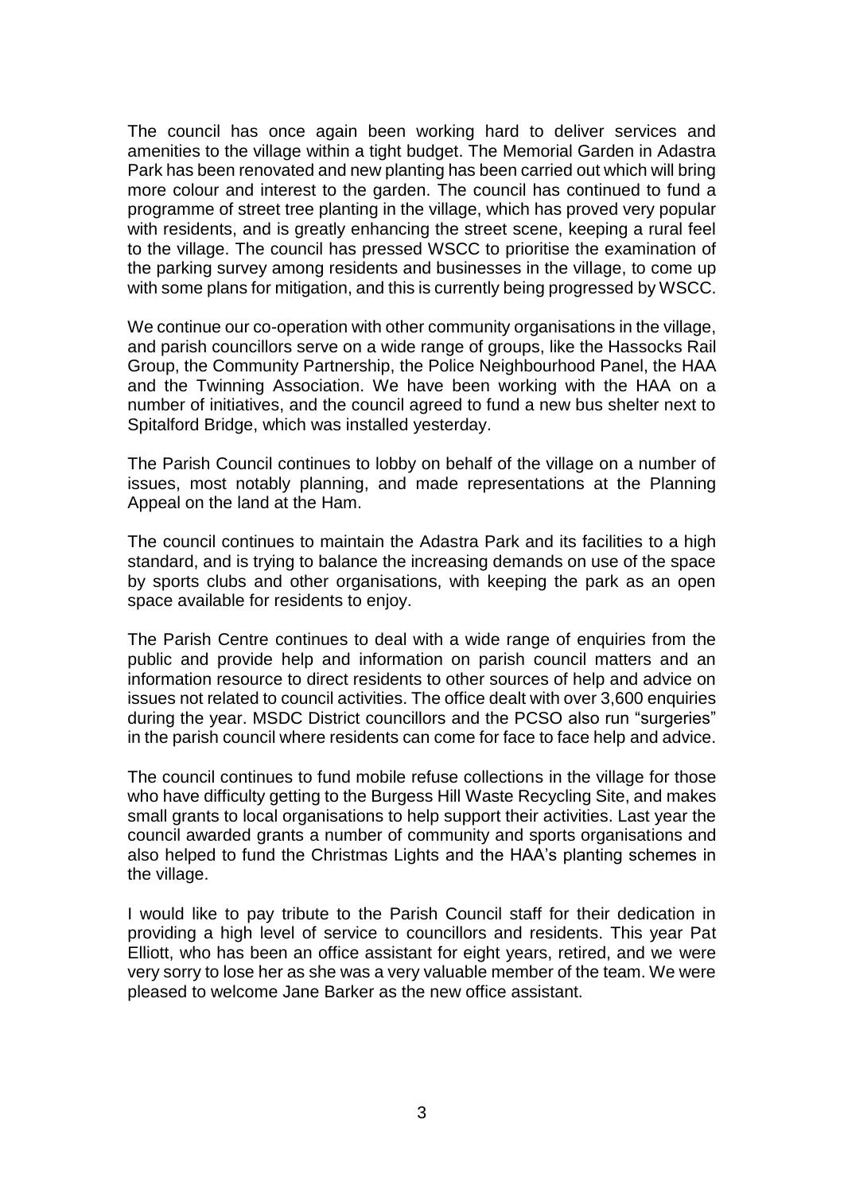The council has once again been working hard to deliver services and amenities to the village within a tight budget. The Memorial Garden in Adastra Park has been renovated and new planting has been carried out which will bring more colour and interest to the garden. The council has continued to fund a programme of street tree planting in the village, which has proved very popular with residents, and is greatly enhancing the street scene, keeping a rural feel to the village. The council has pressed WSCC to prioritise the examination of the parking survey among residents and businesses in the village, to come up with some plans for mitigation, and this is currently being progressed by WSCC.

We continue our co-operation with other community organisations in the village, and parish councillors serve on a wide range of groups, like the Hassocks Rail Group, the Community Partnership, the Police Neighbourhood Panel, the HAA and the Twinning Association. We have been working with the HAA on a number of initiatives, and the council agreed to fund a new bus shelter next to Spitalford Bridge, which was installed yesterday.

The Parish Council continues to lobby on behalf of the village on a number of issues, most notably planning, and made representations at the Planning Appeal on the land at the Ham.

The council continues to maintain the Adastra Park and its facilities to a high standard, and is trying to balance the increasing demands on use of the space by sports clubs and other organisations, with keeping the park as an open space available for residents to enjoy.

The Parish Centre continues to deal with a wide range of enquiries from the public and provide help and information on parish council matters and an information resource to direct residents to other sources of help and advice on issues not related to council activities. The office dealt with over 3,600 enquiries during the year. MSDC District councillors and the PCSO also run "surgeries" in the parish council where residents can come for face to face help and advice.

The council continues to fund mobile refuse collections in the village for those who have difficulty getting to the Burgess Hill Waste Recycling Site, and makes small grants to local organisations to help support their activities. Last year the council awarded grants a number of community and sports organisations and also helped to fund the Christmas Lights and the HAA's planting schemes in the village.

I would like to pay tribute to the Parish Council staff for their dedication in providing a high level of service to councillors and residents. This year Pat Elliott, who has been an office assistant for eight years, retired, and we were very sorry to lose her as she was a very valuable member of the team. We were pleased to welcome Jane Barker as the new office assistant.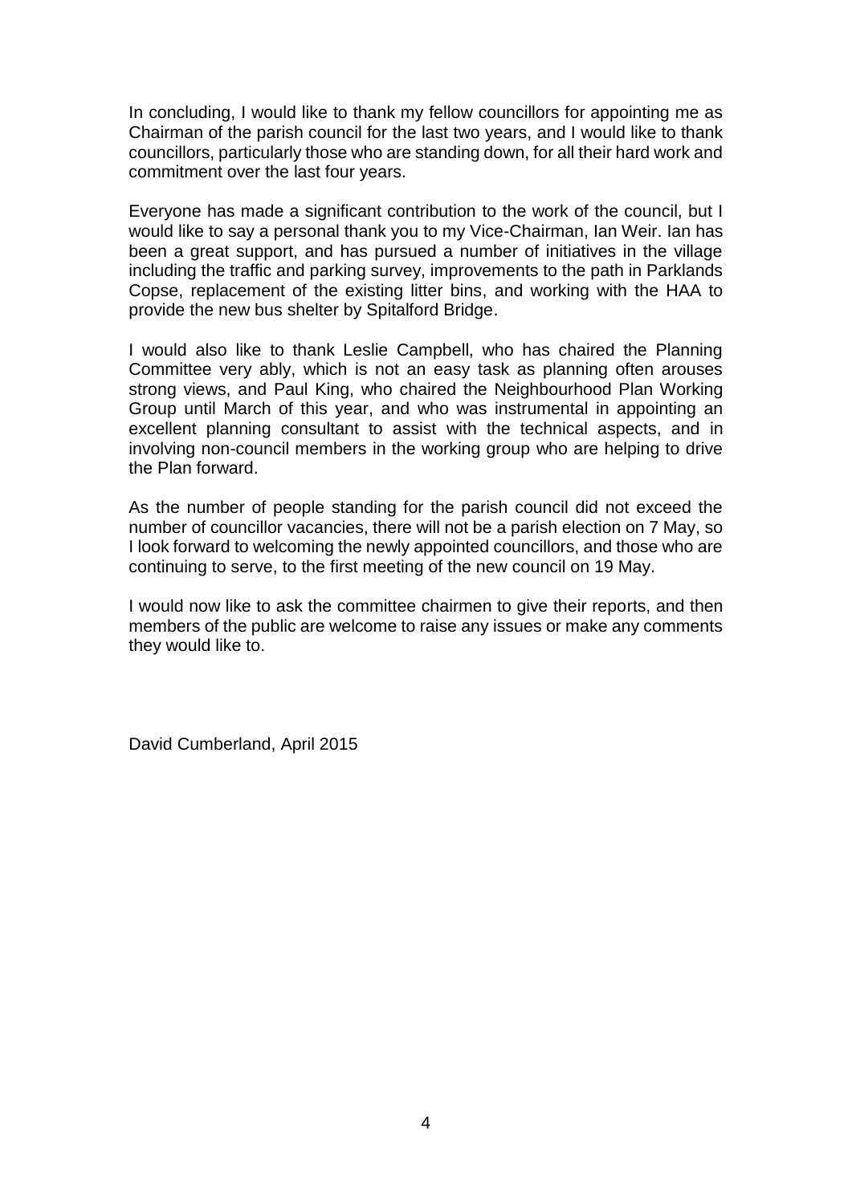In concluding, I would like to thank my fellow councillors for appointing me as Chairman of the parish council for the last two years, and I would like to thank councillors, particularly those who are standing down, for all their hard work and commitment over the last four years.

Everyone has made a significant contribution to the work of the council, but I would like to say a personal thank you to my Vice-Chairman, Ian Weir. Ian has been a great support, and has pursued a number of initiatives in the village including the traffic and parking survey, improvements to the path in Parklands Copse, replacement of the existing litter bins, and working with the HAA to provide the new bus shelter by Spitalford Bridge.

I would also like to thank Leslie Campbell, who has chaired the Planning Committee very ably, which is not an easy task as planning often arouses strong views, and Paul King, who chaired the Neighbourhood Plan Working Group until March of this year, and who was instrumental in appointing an excellent planning consultant to assist with the technical aspects, and in involving non-council members in the working group who are helping to drive the Plan forward.

As the number of people standing for the parish council did not exceed the number of councillor vacancies, there will not be a parish election on 7 May, so I look forward to welcoming the newly appointed councillors, and those who are continuing to serve, to the first meeting of the new council on 19 May.

I would now like to ask the committee chairmen to give their reports, and then members of the public are welcome to raise any issues or make any comments they would like to.

David Cumberland, April 2015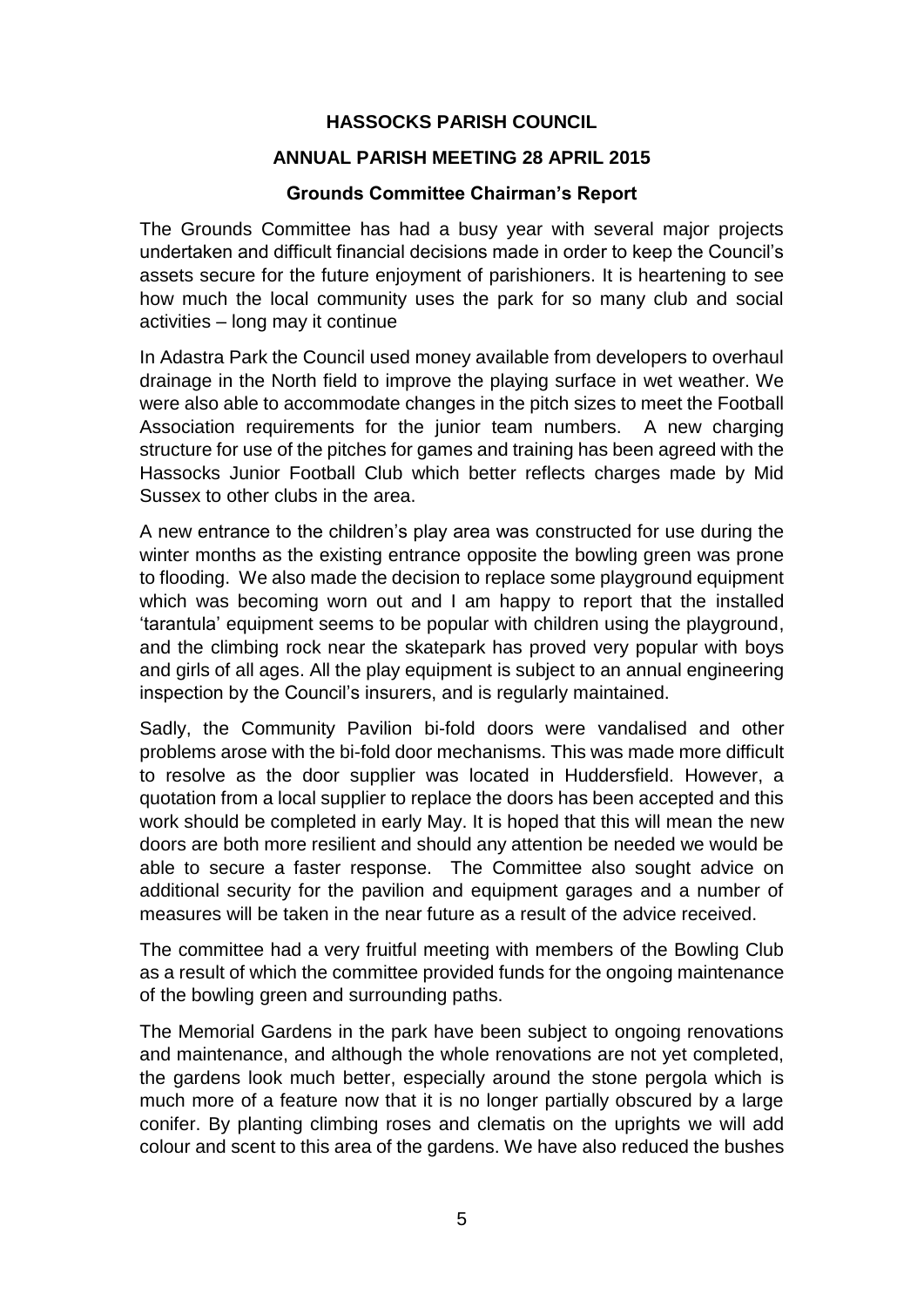**HASSOCKS PARISH COUNCIL**

**ANNUAL PARISH MEETING 28 APRIL 2015**

**Grounds Committee Chairman's Report**

The Grounds Committee has had a busy year with several major projects undertaken and difficult financial decisions made in order to keep the Council's assets secure for the future enjoyment of parishioners. It is heartening to see how much the local community uses the park for so many club and social activities – long may it continue

In Adastra Park the Council used money available from developers to overhaul drainage in the North field to improve the playing surface in wet weather. We were also able to accommodate changes in the pitch sizes to meet the Football Association requirements for the junior team numbers. A new charging structure for use of the pitches for games and training has been agreed with the Hassocks Junior Football Club which better reflects charges made by Mid Sussex to other clubs in the area.

A new entrance to the children's play area was constructed for use during the winter months as the existing entrance opposite the bowling green was prone to flooding. We also made the decision to replace some playground equipment which was becoming worn out and I am happy to report that the installed 'tarantula' equipment seems to be popular with children using the playground, and the climbing rock near the skatepark has proved very popular with boys and girls of all ages. All the play equipment is subject to an annual engineering inspection by the Council's insurers, and is regularly maintained.

Sadly, the Community Pavilion bi-fold doors were vandalised and other problems arose with the bi-fold door mechanisms. This was made more difficult to resolve as the door supplier was located in Huddersfield. However, a quotation from a local supplier to replace the doors has been accepted and this work should be completed in early May. It is hoped that this will mean the new doors are both more resilient and should any attention be needed we would be able to secure a faster response. The Committee also sought advice on additional security for the pavilion and equipment garages and a number of measures will be taken in the near future as a result of the advice received.

The committee had a very fruitful meeting with members of the Bowling Club as a result of which the committee provided funds for the ongoing maintenance of the bowling green and surrounding paths.

The Memorial Gardens in the park have been subject to ongoing renovations and maintenance, and although the whole renovations are not yet completed, the gardens look much better, especially around the stone pergola which is much more of a feature now that it is no longer partially obscured by a large conifer. By planting climbing roses and clematis on the uprights we will add colour and scent to this area of the gardens. We have also reduced the bushes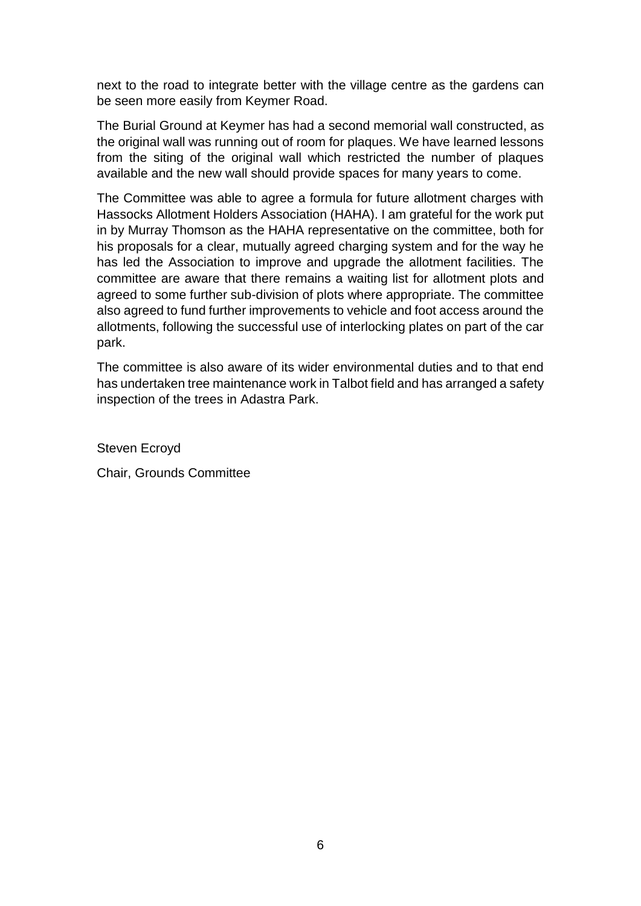next to the road to integrate better with the village centre as the gardens can be seen more easily from Keymer Road.

The Burial Ground at Keymer has had a second memorial wall constructed, as the original wall was running out of room for plaques. We have learned lessons from the siting of the original wall which restricted the number of plaques available and the new wall should provide spaces for many years to come.

The Committee was able to agree a formula for future allotment charges with Hassocks Allotment Holders Association (HAHA). I am grateful for the work put in by Murray Thomson as the HAHA representative on the committee, both for his proposals for a clear, mutually agreed charging system and for the way he has led the Association to improve and upgrade the allotment facilities. The committee are aware that there remains a waiting list for allotment plots and agreed to some further sub-division of plots where appropriate. The committee also agreed to fund further improvements to vehicle and foot access around the allotments, following the successful use of interlocking plates on part of the car park.

The committee is also aware of its wider environmental duties and to that end has undertaken tree maintenance work in Talbot field and has arranged a safety inspection of the trees in Adastra Park.

Steven Ecroyd

Chair, Grounds Committee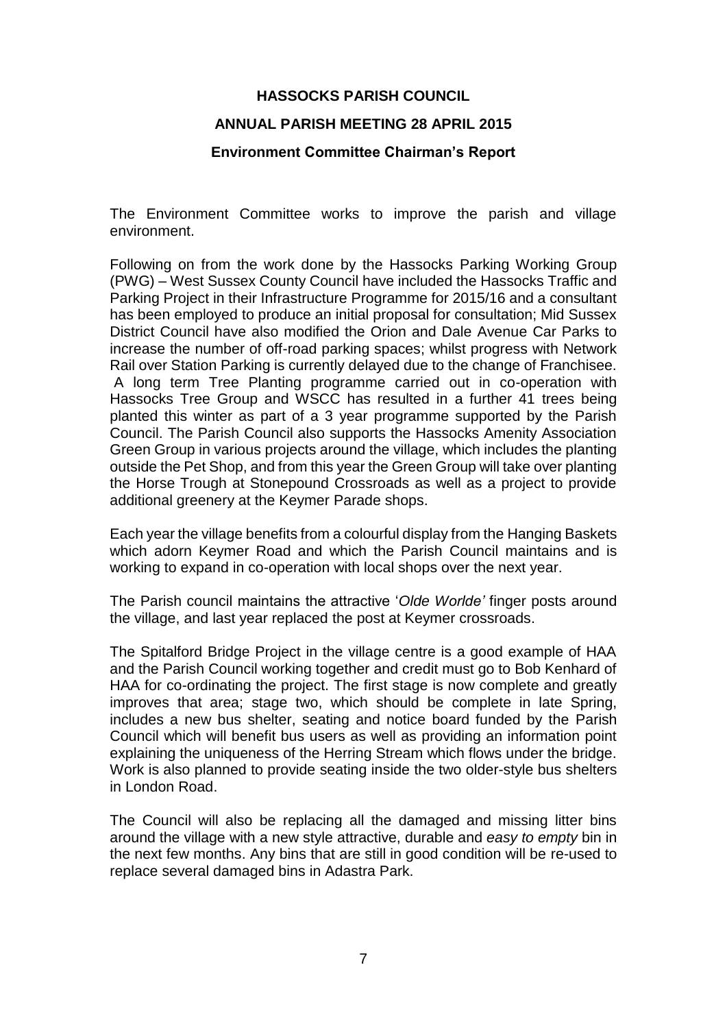# HASSOCKS PARISH COUNCIL

## ANNUAL PARISH MEETING 28 APRIL 2015

### Environment Committee Chairman's Report

The Environment Committee works to improve the parish and village environment.

Following on from the work done by the Hassocks Parking Working Group (PWG) – West Sussex County Council have included the Hassocks Traffic and Parking Project in their Infrastructure Programme for 2015/16 and a consultant has been employed to produce an initial proposal for consultation; Mid Sussex District Council have also modified the Orion and Dale Avenue Car Parks to increase the number of off-road parking spaces; whilst progress with Network Rail over Station Parking is currently delayed due to the change of Franchisee. A long term Tree Planting programme carried out in co-operation with Hassocks Tree Group and WSCC has resulted in a further 41 trees being planted this winter as part of a 3 year programme supported by the Parish Council. The Parish Council also supports the Hassocks Amenity Association Green Group in various projects around the village, which includes the planting outside the Pet Shop, and from this year the Green Group will take over planting the Horse Trough at Stonepound Crossroads as well as a project to provide additional greenery at the Keymer Parade shops.

Each year the village benefits from a colourful display from the Hanging Baskets which adorn Keymer Road and which the Parish Council maintains and is working to expand in co-operation with local shops over the next year.

The Parish council maintains the attractive '*Olde Worlde'* finger posts around the village, and last year replaced the post at Keymer crossroads.

The Spitalford Bridge Project in the village centre is a good example of HAA and the Parish Council working together and credit must go to Bob Kenhard of HAA for co-ordinating the project. The first stage is now complete and greatly improves that area; stage two, which should be complete in late Spring, includes a new bus shelter, seating and notice board funded by the Parish Council which will benefit bus users as well as providing an information point explaining the uniqueness of the Herring Stream which flows under the bridge. Work is also planned to provide seating inside the two older-style bus shelters in London Road.

The Council will also be replacing all the damaged and missing litter bins around the village with a new style attractive, durable and *easy to empty* bin in the next few months. Any bins that are still in good condition will be re-used to replace several damaged bins in Adastra Park.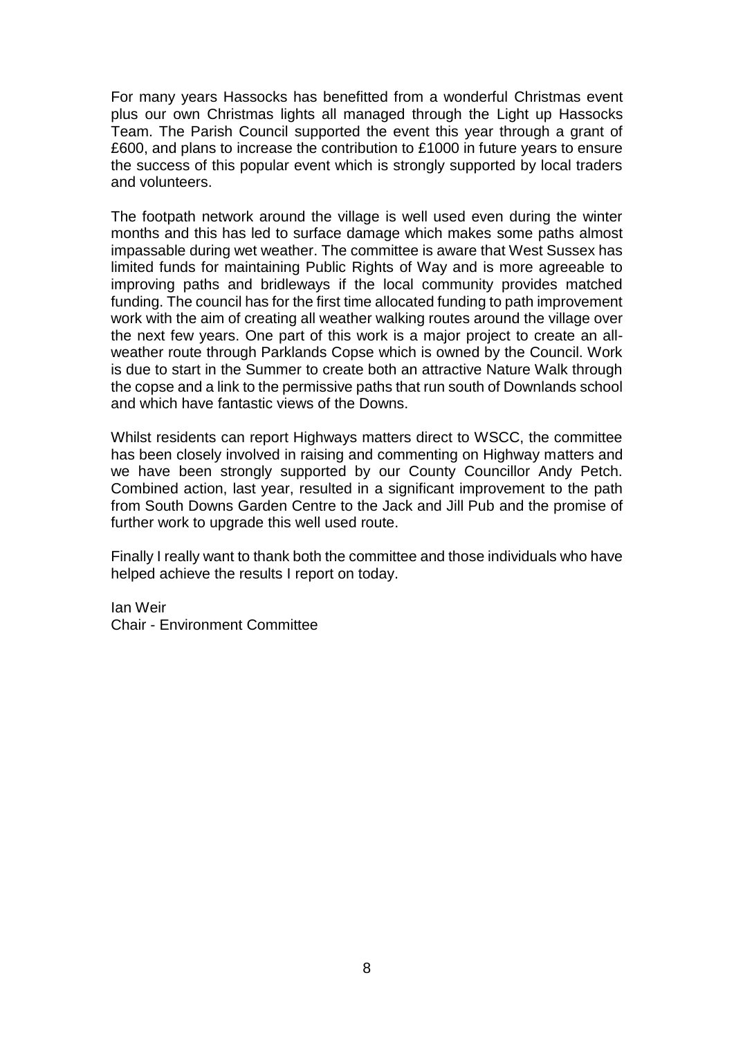For many years Hassocks has benefitted from a wonderful Christmas event plus our own Christmas lights all managed through the Light up Hassocks Team. The Parish Council supported the event this year through a grant of £600, and plans to increase the contribution to £1000 in future years to ensure the success of this popular event which is strongly supported by local traders and volunteers.

The footpath network around the village is well used even during the winter months and this has led to surface damage which makes some paths almost impassable during wet weather. The committee is aware that West Sussex has limited funds for maintaining Public Rights of Way and is more agreeable to improving paths and bridleways if the local community provides matched funding. The council has for the first time allocated funding to path improvement work with the aim of creating all weather walking routes around the village over the next few years. One part of this work is a major project to create an all-weather route through Parklands Copse which is owned by the Council. Work is due to start in the Summer to create both an attractive Nature Walk through the copse and a link to the permissive paths that run south of Downlands school and which have fantastic views of the Downs.

Whilst residents can report Highways matters direct to WSCC, the committee has been closely involved in raising and commenting on Highway matters and we have been strongly supported by our County Councillor Andy Petch. Combined action, last year, resulted in a significant improvement to the path from South Downs Garden Centre to the Jack and Jill Pub and the promise of further work to upgrade this well used route.

Finally I really want to thank both the committee and those individuals who have helped achieve the results I report on today.

Ian Weir
Chair - Environment Committee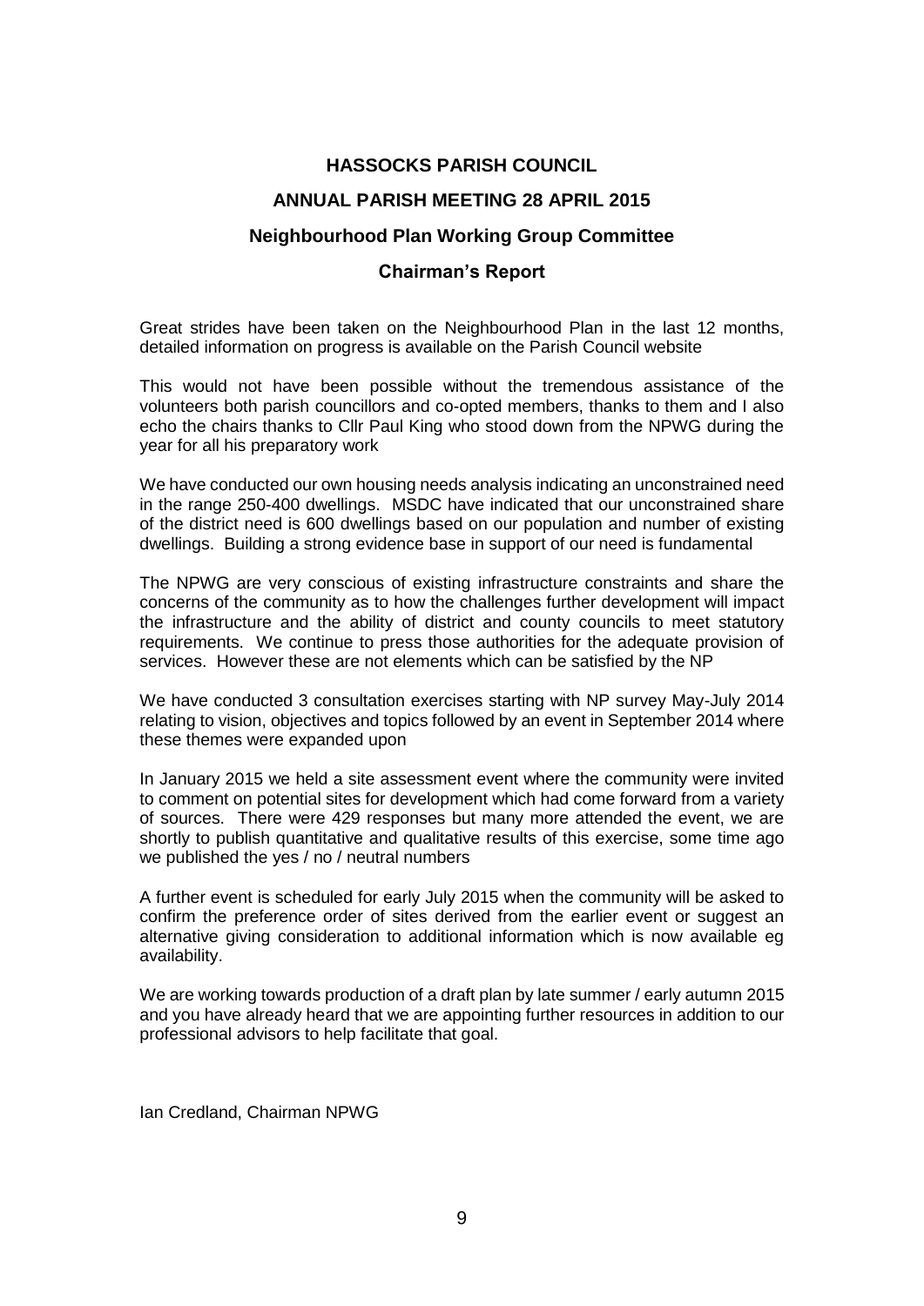# HASSOCKS PARISH COUNCIL

## ANNUAL PARISH MEETING 28 APRIL 2015

### Neighbourhood Plan Working Group Committee

### Chairman's Report

Great strides have been taken on the Neighbourhood Plan in the last 12 months, detailed information on progress is available on the Parish Council website

This would not have been possible without the tremendous assistance of the volunteers both parish councillors and co-opted members, thanks to them and I also echo the chairs thanks to Cllr Paul King who stood down from the NPWG during the year for all his preparatory work

We have conducted our own housing needs analysis indicating an unconstrained need in the range 250-400 dwellings. MSDC have indicated that our unconstrained share of the district need is 600 dwellings based on our population and number of existing dwellings. Building a strong evidence base in support of our need is fundamental

The NPWG are very conscious of existing infrastructure constraints and share the concerns of the community as to how the challenges further development will impact the infrastructure and the ability of district and county councils to meet statutory requirements. We continue to press those authorities for the adequate provision of services. However these are not elements which can be satisfied by the NP

We have conducted 3 consultation exercises starting with NP survey May-July 2014 relating to vision, objectives and topics followed by an event in September 2014 where these themes were expanded upon

In January 2015 we held a site assessment event where the community were invited to comment on potential sites for development which had come forward from a variety of sources. There were 429 responses but many more attended the event, we are shortly to publish quantitative and qualitative results of this exercise, some time ago we published the yes / no / neutral numbers

A further event is scheduled for early July 2015 when the community will be asked to confirm the preference order of sites derived from the earlier event or suggest an alternative giving consideration to additional information which is now available eg availability.

We are working towards production of a draft plan by late summer / early autumn 2015 and you have already heard that we are appointing further resources in addition to our professional advisors to help facilitate that goal.

Ian Credland, Chairman NPWG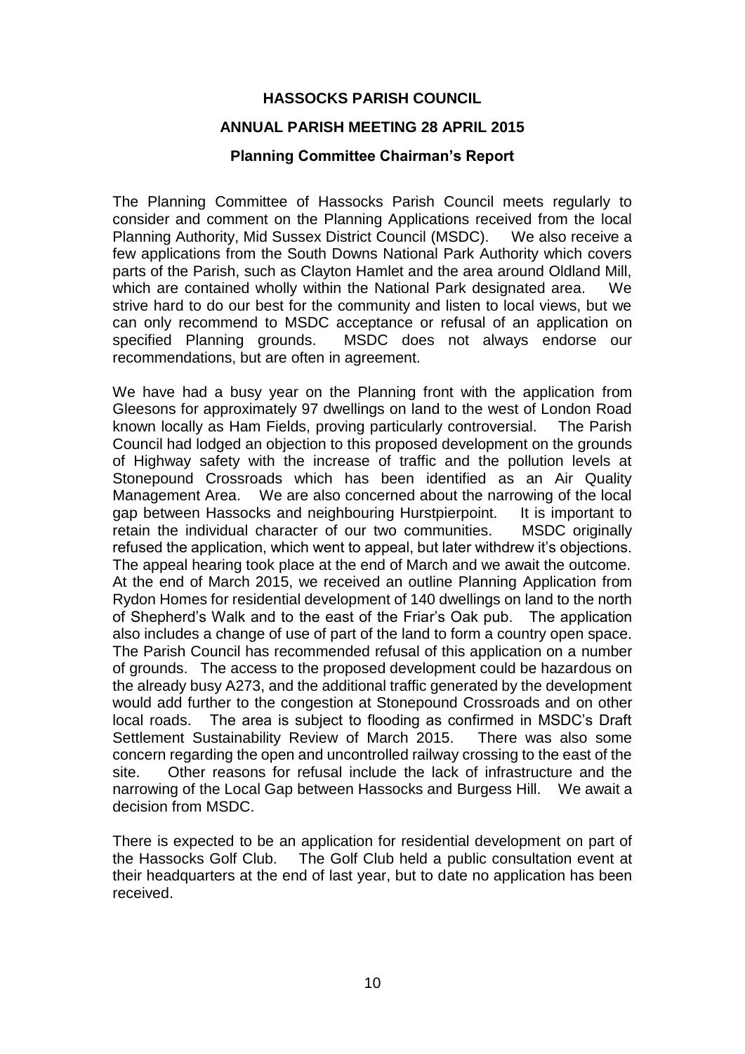# HASSOCKS PARISH COUNCIL

## ANNUAL PARISH MEETING 28 APRIL 2015

### Planning Committee Chairman's Report

The Planning Committee of Hassocks Parish Council meets regularly to consider and comment on the Planning Applications received from the local Planning Authority, Mid Sussex District Council (MSDC). We also receive a few applications from the South Downs National Park Authority which covers parts of the Parish, such as Clayton Hamlet and the area around Oldland Mill, which are contained wholly within the National Park designated area. We strive hard to do our best for the community and listen to local views, but we can only recommend to MSDC acceptance or refusal of an application on specified Planning grounds. MSDC does not always endorse our recommendations, but are often in agreement.

We have had a busy year on the Planning front with the application from Gleesons for approximately 97 dwellings on land to the west of London Road known locally as Ham Fields, proving particularly controversial. The Parish Council had lodged an objection to this proposed development on the grounds of Highway safety with the increase of traffic and the pollution levels at Stonepound Crossroads which has been identified as an Air Quality Management Area. We are also concerned about the narrowing of the local gap between Hassocks and neighbouring Hurstpierpoint. It is important to retain the individual character of our two communities. MSDC originally refused the application, which went to appeal, but later withdrew it's objections. The appeal hearing took place at the end of March and we await the outcome. At the end of March 2015, we received an outline Planning Application from Rydon Homes for residential development of 140 dwellings on land to the north of Shepherd's Walk and to the east of the Friar's Oak pub. The application also includes a change of use of part of the land to form a country open space. The Parish Council has recommended refusal of this application on a number of grounds. The access to the proposed development could be hazardous on the already busy A273, and the additional traffic generated by the development would add further to the congestion at Stonepound Crossroads and on other local roads. The area is subject to flooding as confirmed in MSDC's Draft Settlement Sustainability Review of March 2015. There was also some concern regarding the open and uncontrolled railway crossing to the east of the site. Other reasons for refusal include the lack of infrastructure and the narrowing of the Local Gap between Hassocks and Burgess Hill. We await a decision from MSDC.

There is expected to be an application for residential development on part of the Hassocks Golf Club. The Golf Club held a public consultation event at their headquarters at the end of last year, but to date no application has been received.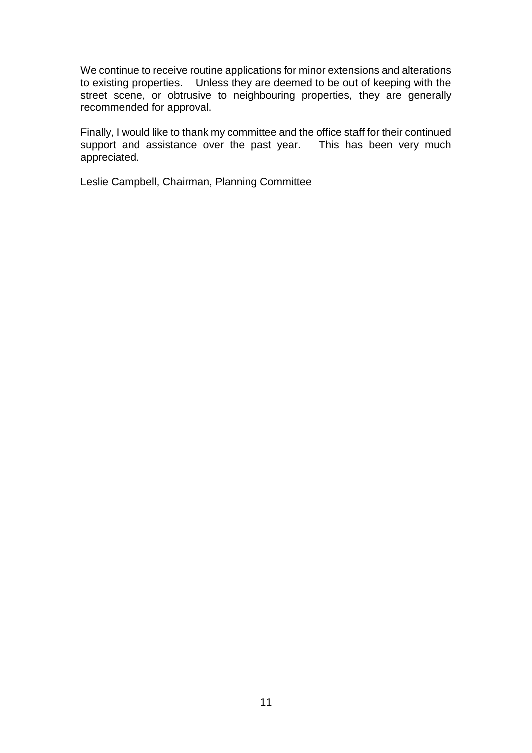We continue to receive routine applications for minor extensions and alterations to existing properties. Unless they are deemed to be out of keeping with the street scene, or obtrusive to neighbouring properties, they are generally recommended for approval.

Finally, I would like to thank my committee and the office staff for their continued support and assistance over the past year. This has been very much appreciated.

Leslie Campbell, Chairman, Planning Committee